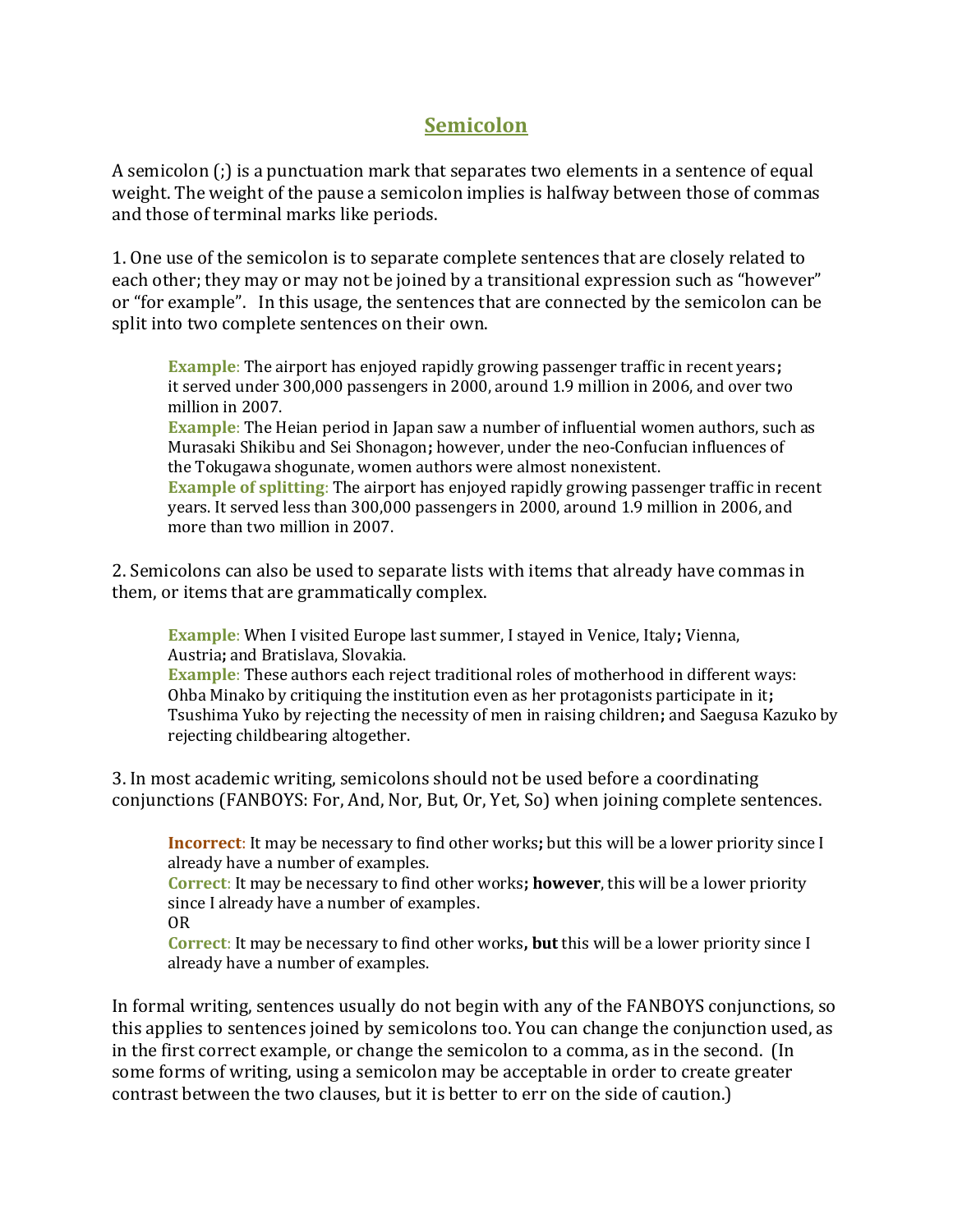# Semicolon

A semicolon (;) is a punctuation mark that separates two elements in a sentence of equal weight. The weight of the pause a semicolon implies is halfway between those of commas and those of terminal marks like periods.

1. One use of the semicolon is to separate complete sentences that are closely related to each other; they may or may not be joined by a transitional expression such as “however” or “for example”. In this usage, the sentences that are connected by the semicolon can be split into two complete sentences on their own.

> **Example**: The airport has enjoyed rapidly growing passenger traffic in recent years**;** it served under 300,000 passengers in 2000, around 1.9 million in 2006, and over two million in 2007.
> **Example**: The Heian period in Japan saw a number of influential women authors, such as Murasaki Shikibu and Sei Shonagon**;** however, under the neo-Confucian influences of the Tokugawa shogunate, women authors were almost nonexistent.
> **Example of splitting**: The airport has enjoyed rapidly growing passenger traffic in recent years. It served less than 300,000 passengers in 2000, around 1.9 million in 2006, and more than two million in 2007.

2. Semicolons can also be used to separate lists with items that already have commas in them, or items that are grammatically complex.

> **Example**: When I visited Europe last summer, I stayed in Venice, Italy**;** Vienna, Austria**;** and Bratislava, Slovakia.
> **Example**: These authors each reject traditional roles of motherhood in different ways: Ohba Minako by critiquing the institution even as her protagonists participate in it**;** Tsushima Yuko by rejecting the necessity of men in raising children**;** and Saegusa Kazuko by rejecting childbearing altogether.

3. In most academic writing, semicolons should not be used before a coordinating conjunctions (FANBOYS: For, And, Nor, But, Or, Yet, So) when joining complete sentences.

> **Incorrect**: It may be necessary to find other works**;** but this will be a lower priority since I already have a number of examples.
> **Correct**: It may be necessary to find other works**; however**, this will be a lower priority since I already have a number of examples.
> OR
> **Correct**: It may be necessary to find other works**, but** this will be a lower priority since I already have a number of examples.

In formal writing, sentences usually do not begin with any of the FANBOYS conjunctions, so this applies to sentences joined by semicolons too. You can change the conjunction used, as in the first correct example, or change the semicolon to a comma, as in the second. (In some forms of writing, using a semicolon may be acceptable in order to create greater contrast between the two clauses, but it is better to err on the side of caution.)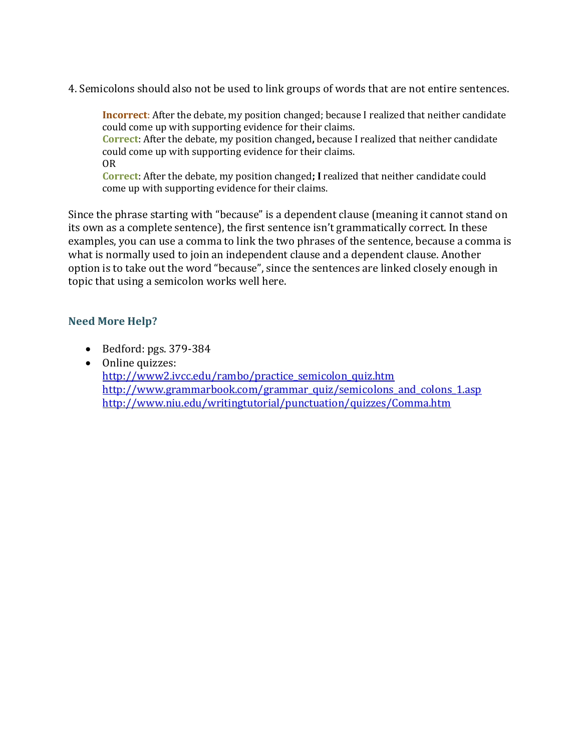4. Semicolons should also not be used to link groups of words that are not entire sentences.

> **Incorrect**: After the debate, my position changed; because I realized that neither candidate could come up with supporting evidence for their claims.
> **Correct**: After the debate, my position changed**,** because I realized that neither candidate could come up with supporting evidence for their claims.
> OR
> **Correct**: After the debate, my position changed**; I** realized that neither candidate could come up with supporting evidence for their claims.

Since the phrase starting with "because" is a dependent clause (meaning it cannot stand on its own as a complete sentence), the first sentence isn't grammatically correct. In these examples, you can use a comma to link the two phrases of the sentence, because a comma is what is normally used to join an independent clause and a dependent clause. Another option is to take out the word "because", since the sentences are linked closely enough in topic that using a semicolon works well here.

### Need More Help?

- Bedford: pgs. 379-384
- Online quizzes:
  http://www2.ivcc.edu/rambo/practice_semicolon_quiz.htm
  http://www.grammarbook.com/grammar_quiz/semicolons_and_colons_1.asp
  http://www.niu.edu/writingtutorial/punctuation/quizzes/Comma.htm